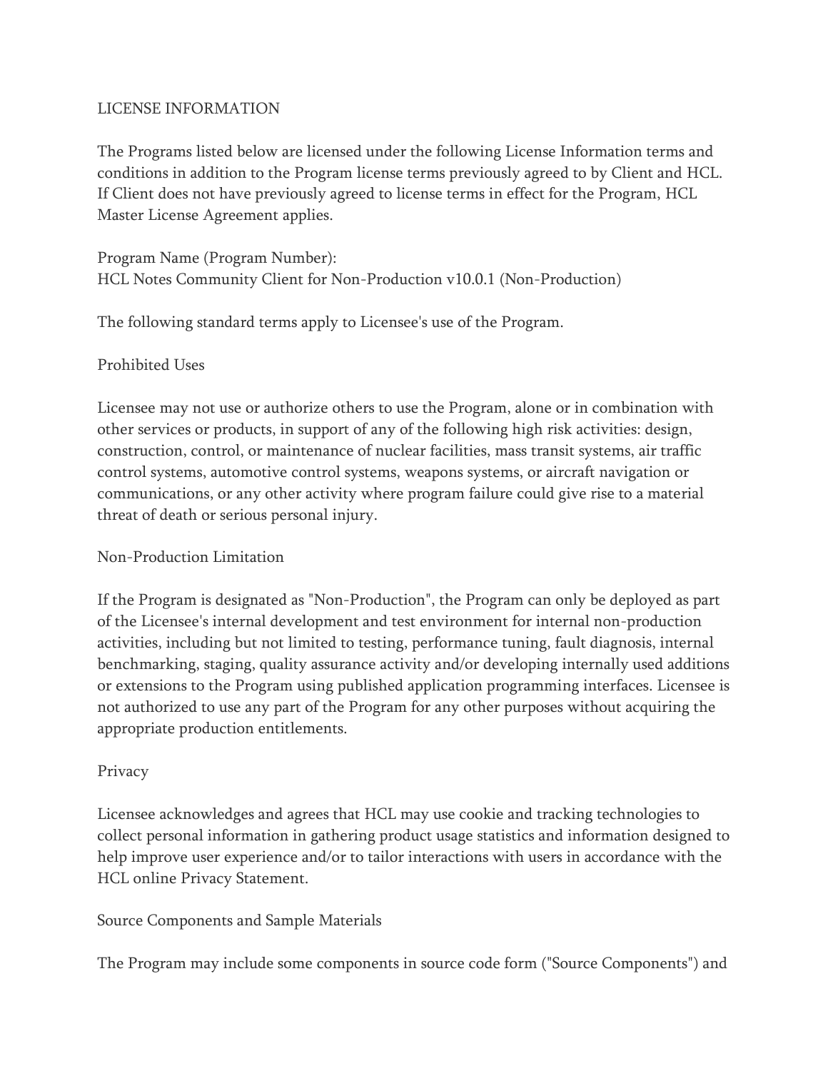# LICENSE INFORMATION

The Programs listed below are licensed under the following License Information terms and conditions in addition to the Program license terms previously agreed to by Client and HCL. If Client does not have previously agreed to license terms in effect for the Program, HCL Master License Agreement applies.

Program Name (Program Number):
HCL Notes Community Client for Non-Production v10.0.1 (Non-Production)

The following standard terms apply to Licensee's use of the Program.

## Prohibited Uses

Licensee may not use or authorize others to use the Program, alone or in combination with other services or products, in support of any of the following high risk activities: design, construction, control, or maintenance of nuclear facilities, mass transit systems, air traffic control systems, automotive control systems, weapons systems, or aircraft navigation or communications, or any other activity where program failure could give rise to a material threat of death or serious personal injury.

## Non-Production Limitation

If the Program is designated as "Non-Production", the Program can only be deployed as part of the Licensee's internal development and test environment for internal non-production activities, including but not limited to testing, performance tuning, fault diagnosis, internal benchmarking, staging, quality assurance activity and/or developing internally used additions or extensions to the Program using published application programming interfaces. Licensee is not authorized to use any part of the Program for any other purposes without acquiring the appropriate production entitlements.

## Privacy

Licensee acknowledges and agrees that HCL may use cookie and tracking technologies to collect personal information in gathering product usage statistics and information designed to help improve user experience and/or to tailor interactions with users in accordance with the HCL online Privacy Statement.

## Source Components and Sample Materials

The Program may include some components in source code form ("Source Components") and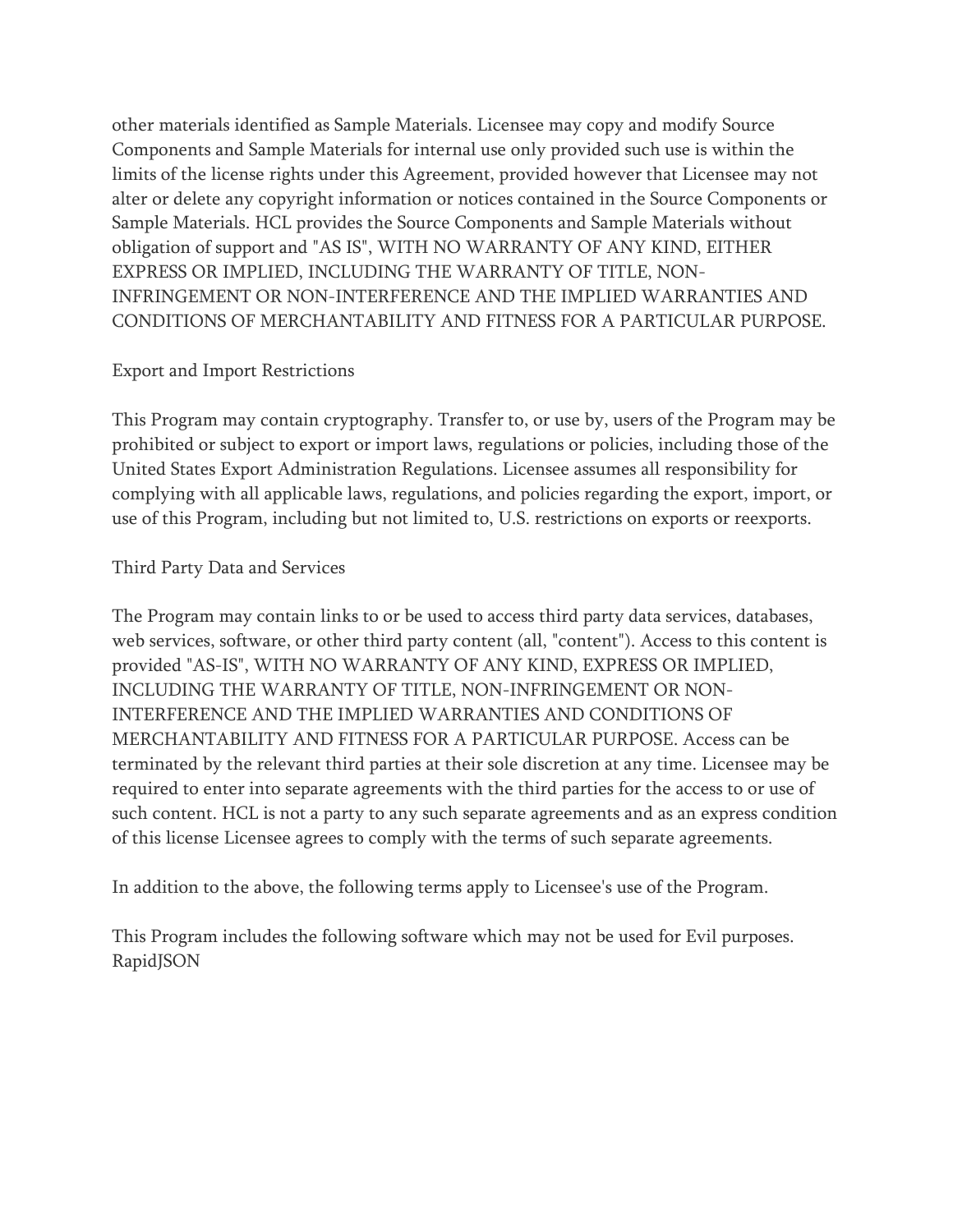other materials identified as Sample Materials. Licensee may copy and modify Source Components and Sample Materials for internal use only provided such use is within the limits of the license rights under this Agreement, provided however that Licensee may not alter or delete any copyright information or notices contained in the Source Components or Sample Materials. HCL provides the Source Components and Sample Materials without obligation of support and "AS IS", WITH NO WARRANTY OF ANY KIND, EITHER EXPRESS OR IMPLIED, INCLUDING THE WARRANTY OF TITLE, NON-INFRINGEMENT OR NON-INTERFERENCE AND THE IMPLIED WARRANTIES AND CONDITIONS OF MERCHANTABILITY AND FITNESS FOR A PARTICULAR PURPOSE.

Export and Import Restrictions

This Program may contain cryptography. Transfer to, or use by, users of the Program may be prohibited or subject to export or import laws, regulations or policies, including those of the United States Export Administration Regulations. Licensee assumes all responsibility for complying with all applicable laws, regulations, and policies regarding the export, import, or use of this Program, including but not limited to, U.S. restrictions on exports or reexports.

Third Party Data and Services

The Program may contain links to or be used to access third party data services, databases, web services, software, or other third party content (all, "content"). Access to this content is provided "AS-IS", WITH NO WARRANTY OF ANY KIND, EXPRESS OR IMPLIED, INCLUDING THE WARRANTY OF TITLE, NON-INFRINGEMENT OR NON-INTERFERENCE AND THE IMPLIED WARRANTIES AND CONDITIONS OF MERCHANTABILITY AND FITNESS FOR A PARTICULAR PURPOSE. Access can be terminated by the relevant third parties at their sole discretion at any time. Licensee may be required to enter into separate agreements with the third parties for the access to or use of such content. HCL is not a party to any such separate agreements and as an express condition of this license Licensee agrees to comply with the terms of such separate agreements.

In addition to the above, the following terms apply to Licensee's use of the Program.

This Program includes the following software which may not be used for Evil purposes.
RapidJSON